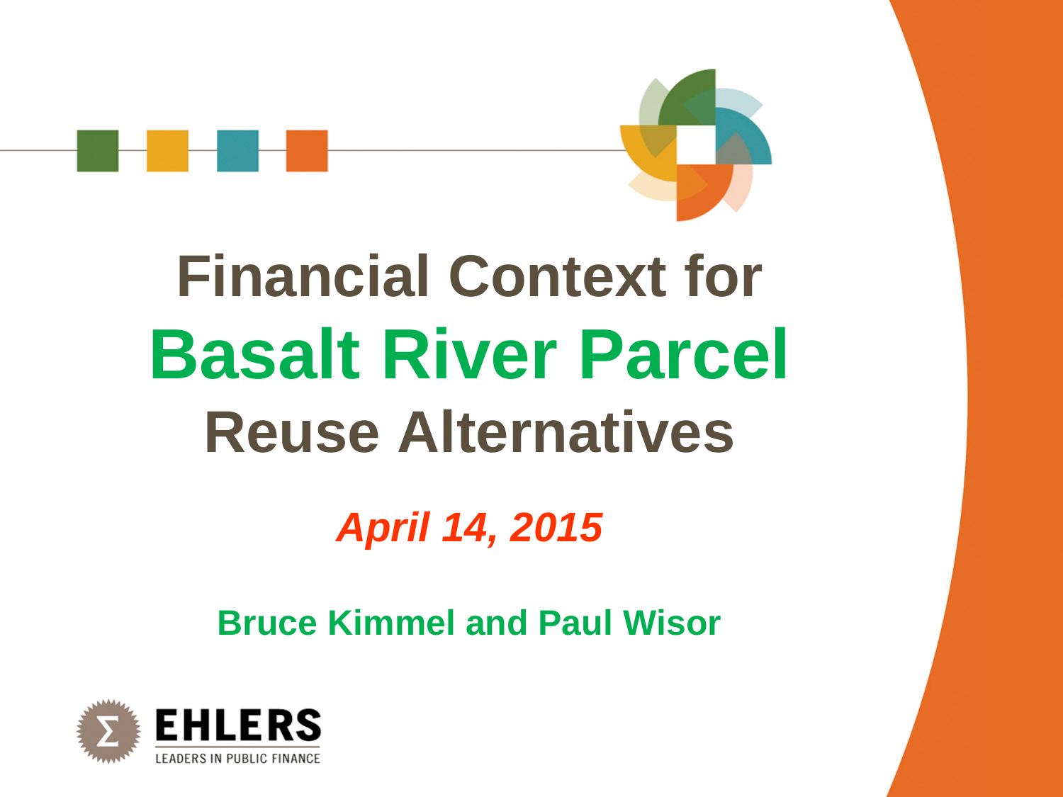# Financial Context for Basalt River Parcel Reuse Alternatives

***April 14, 2015***

**Bruce Kimmel and Paul Wisor**

EHLERS

LEADERS IN PUBLIC FINANCE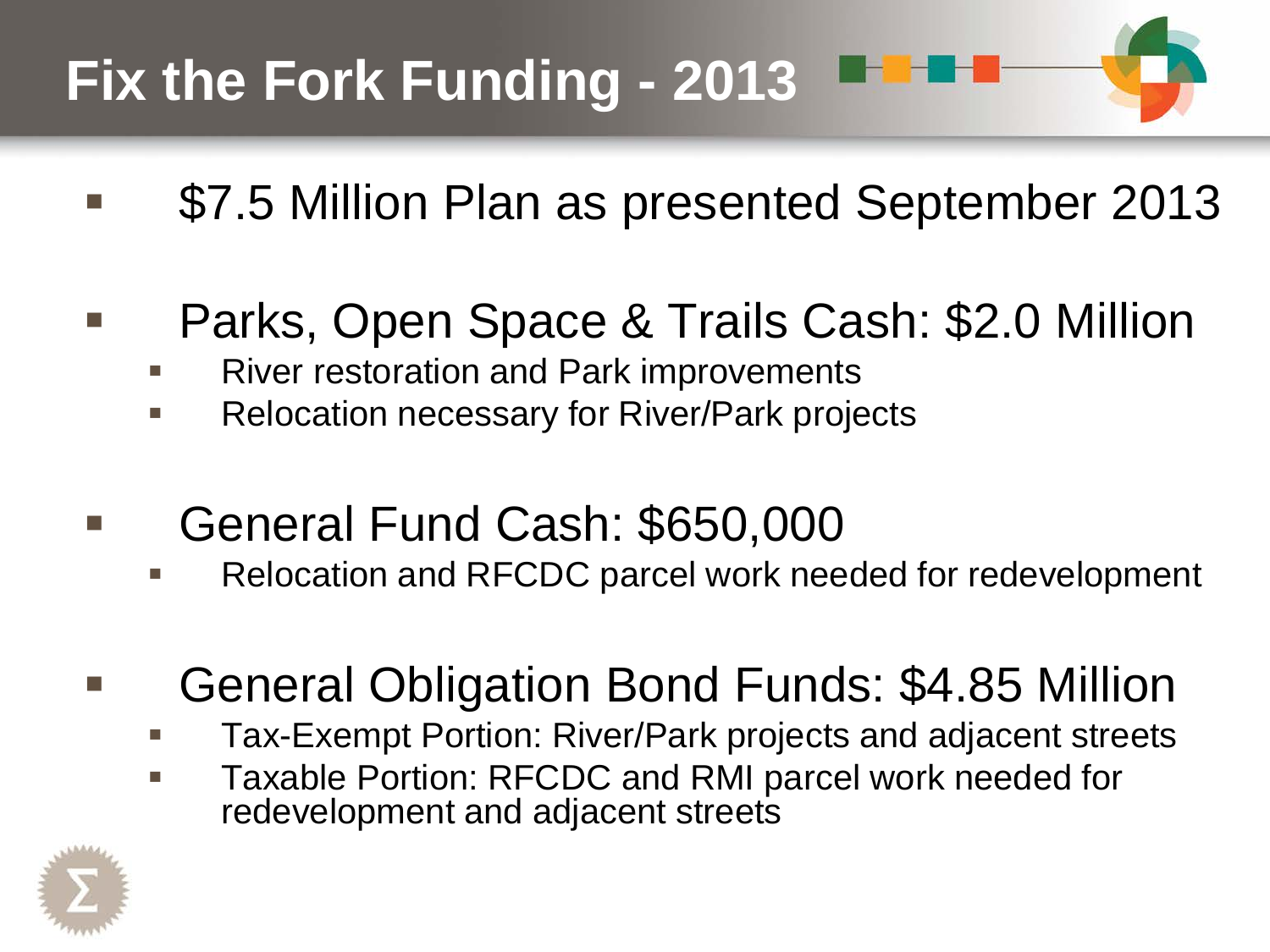# Fix the Fork Funding - 2013

- $7.5 Million Plan as presented September 2013

- Parks, Open Space & Trails Cash: $2.0 Million
  - River restoration and Park improvements
  - Relocation necessary for River/Park projects

- General Fund Cash: $650,000
  - Relocation and RFCDC parcel work needed for redevelopment

- General Obligation Bond Funds: $4.85 Million
  - Tax-Exempt Portion: River/Park projects and adjacent streets
  - Taxable Portion: RFCDC and RMI parcel work needed for redevelopment and adjacent streets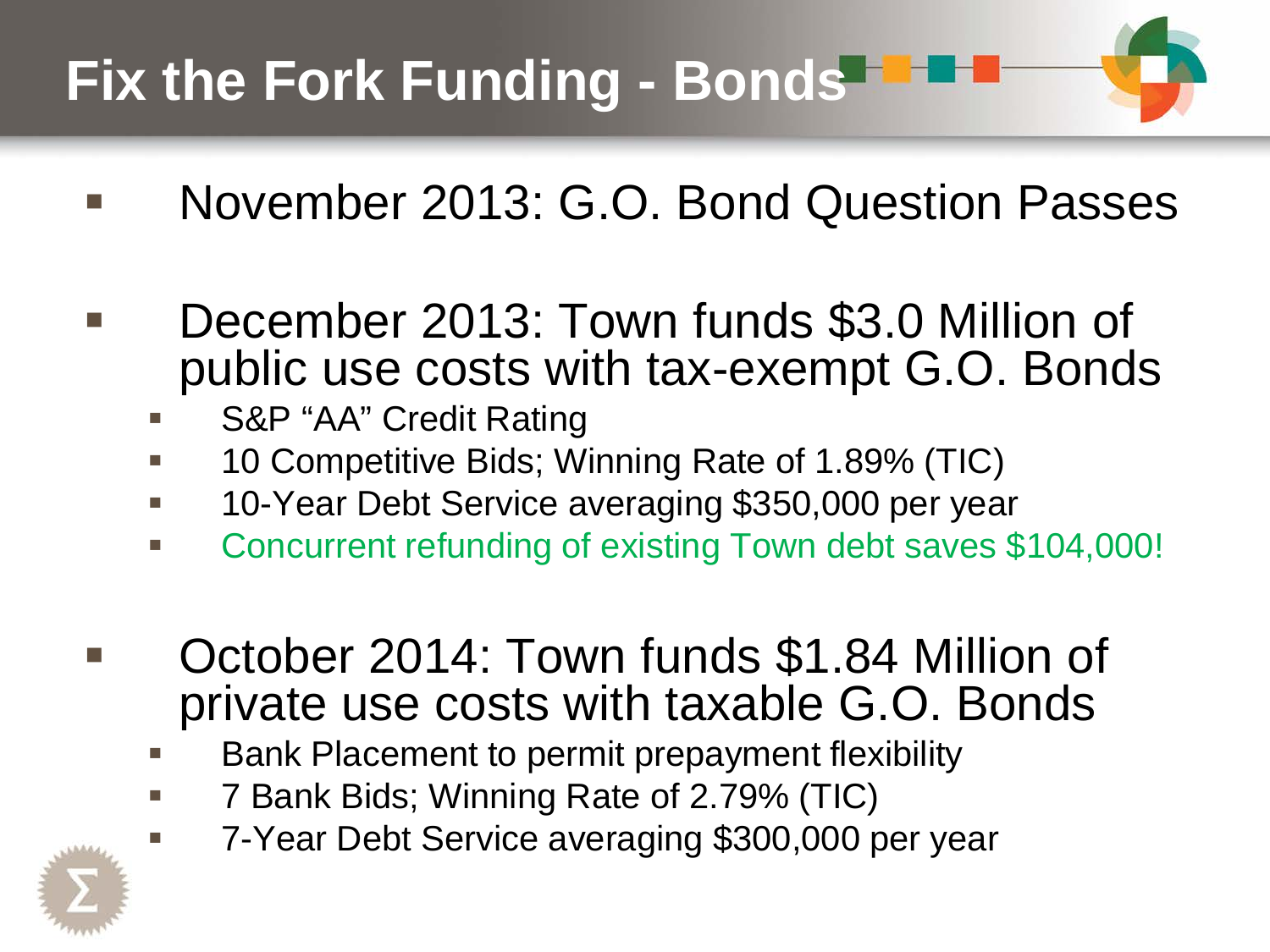# Fix the Fork Funding - Bonds

- November 2013: G.O. Bond Question Passes
- December 2013: Town funds $3.0 Million of public use costs with tax-exempt G.O. Bonds
  - S&P "AA" Credit Rating
  - 10 Competitive Bids; Winning Rate of 1.89% (TIC)
  - 10-Year Debt Service averaging $350,000 per year
  - Concurrent refunding of existing Town debt saves $104,000!
- October 2014: Town funds $1.84 Million of private use costs with taxable G.O. Bonds
  - Bank Placement to permit prepayment flexibility
  - 7 Bank Bids; Winning Rate of 2.79% (TIC)
  - 7-Year Debt Service averaging $300,000 per year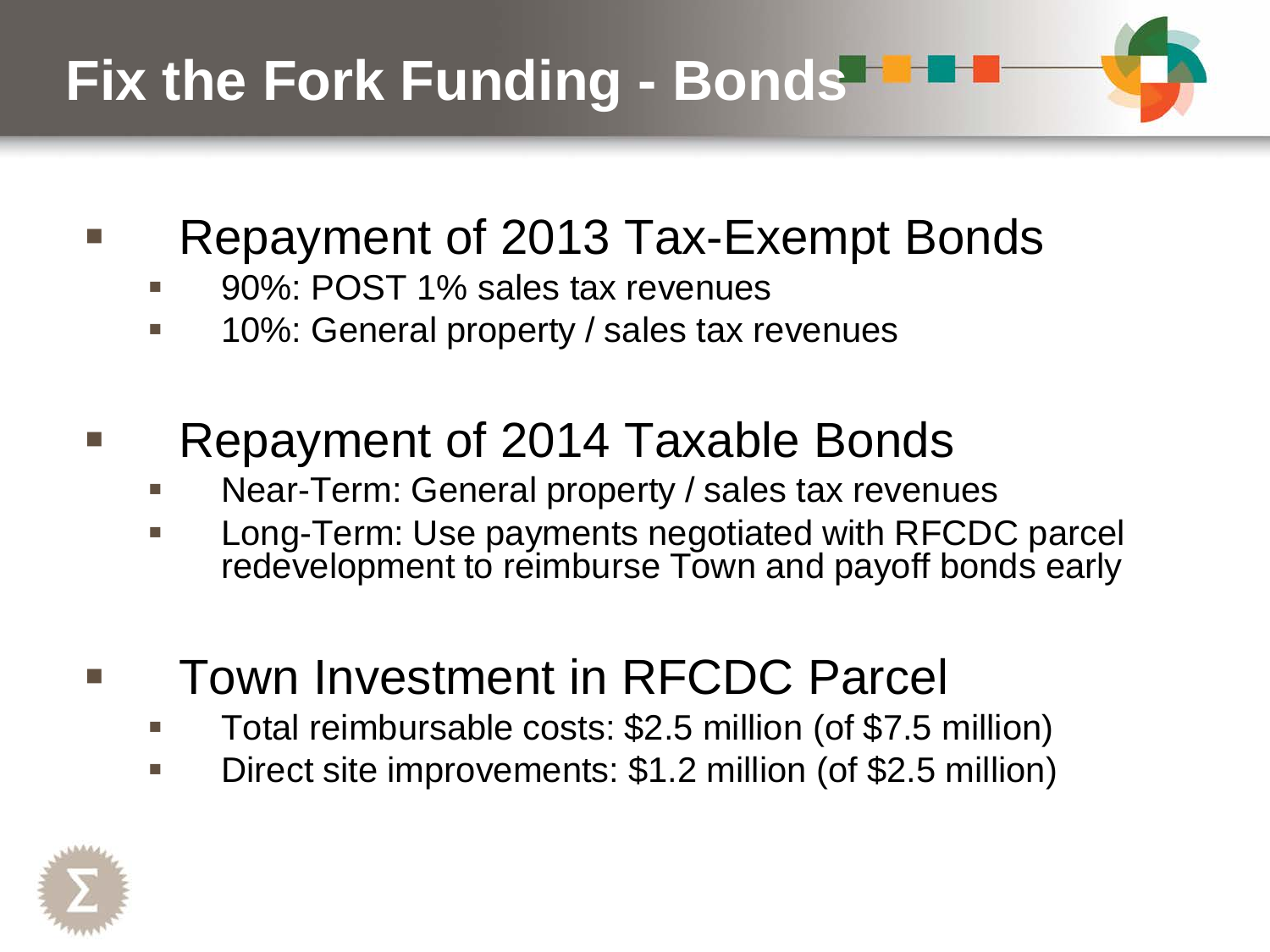# Fix the Fork Funding - Bonds

- Repayment of 2013 Tax-Exempt Bonds
  - 90%: POST 1% sales tax revenues
  - 10%: General property / sales tax revenues

- Repayment of 2014 Taxable Bonds
  - Near-Term: General property / sales tax revenues
  - Long-Term: Use payments negotiated with RFCDC parcel redevelopment to reimburse Town and payoff bonds early

- Town Investment in RFCDC Parcel
  - Total reimbursable costs: $2.5 million (of $7.5 million)
  - Direct site improvements: $1.2 million (of $2.5 million)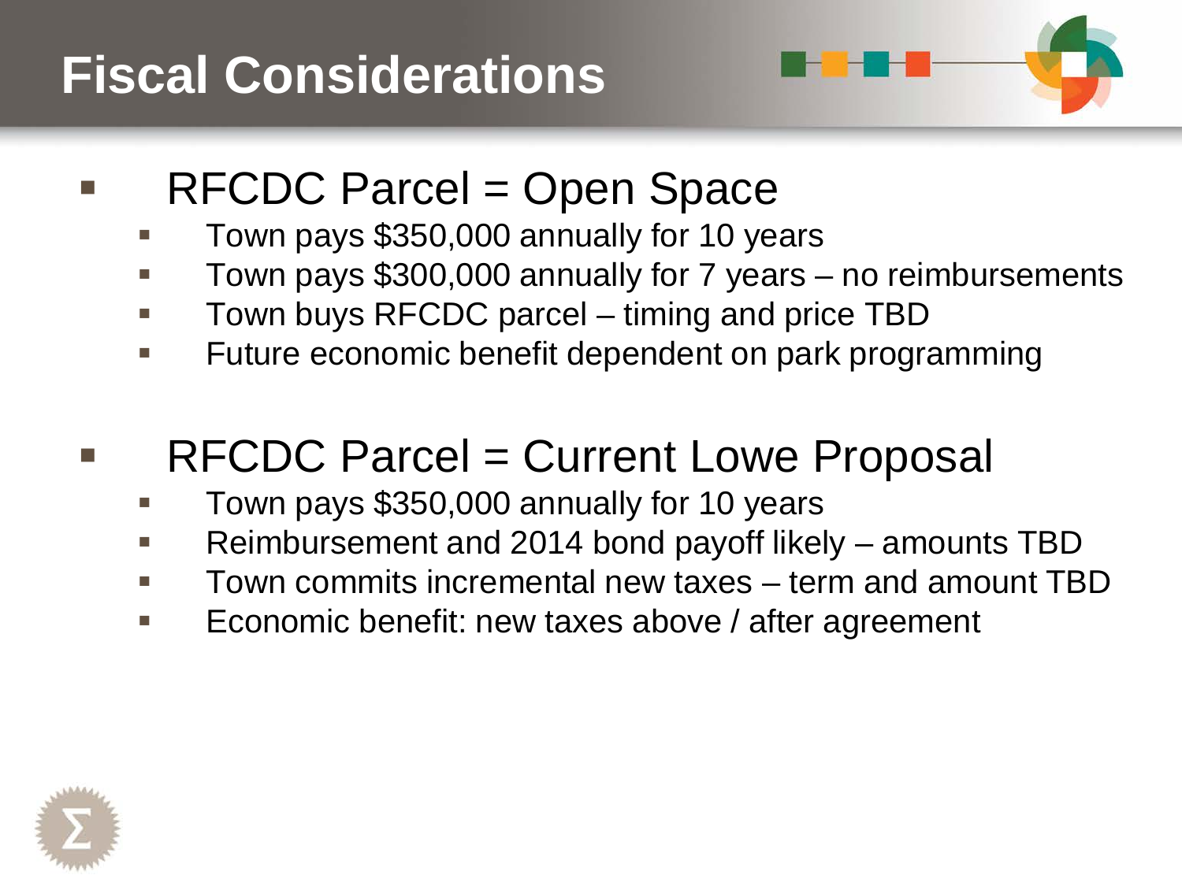# Fiscal Considerations

- RFCDC Parcel = Open Space
  - Town pays $350,000 annually for 10 years
  - Town pays $300,000 annually for 7 years – no reimbursements
  - Town buys RFCDC parcel – timing and price TBD
  - Future economic benefit dependent on park programming

- RFCDC Parcel = Current Lowe Proposal
  - Town pays $350,000 annually for 10 years
  - Reimbursement and 2014 bond payoff likely – amounts TBD
  - Town commits incremental new taxes – term and amount TBD
  - Economic benefit: new taxes above / after agreement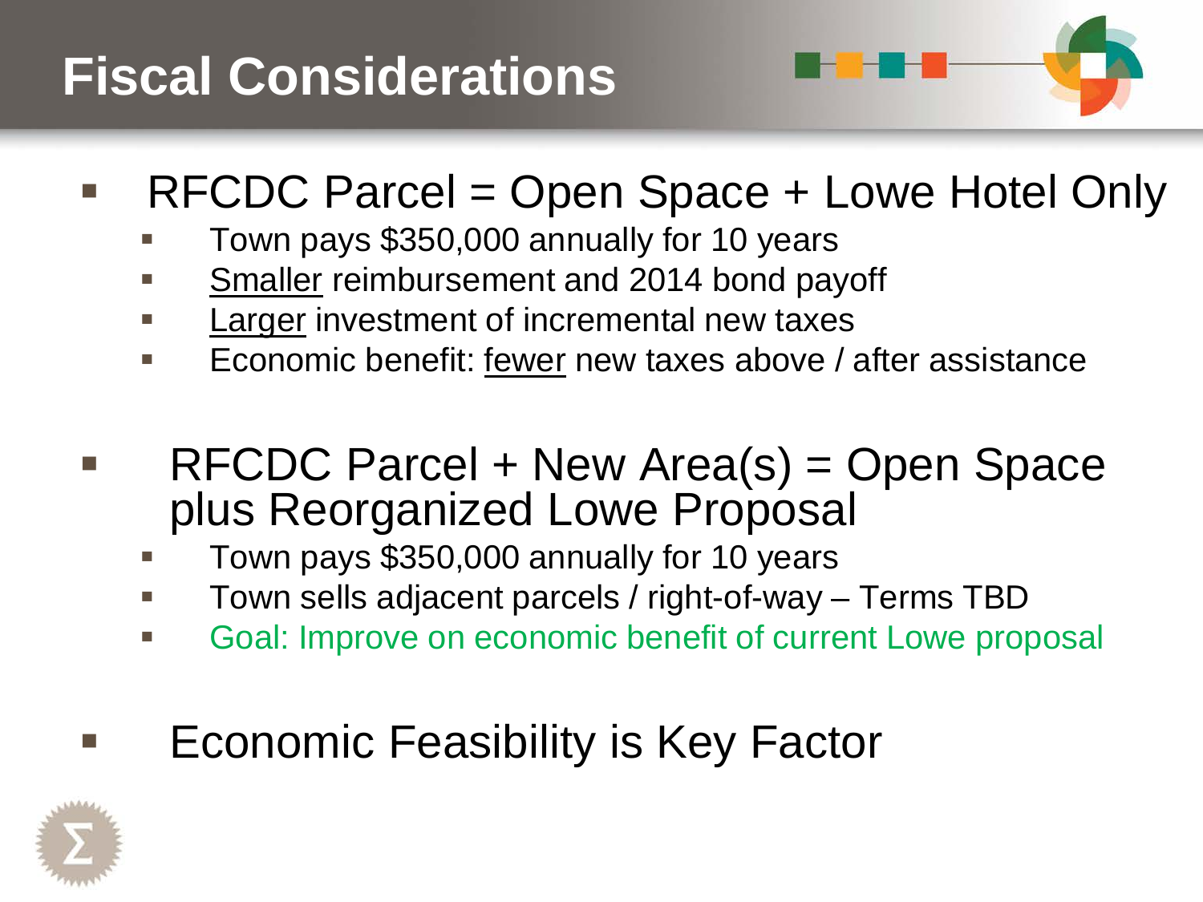# Fiscal Considerations

- RFCDC Parcel = Open Space + Lowe Hotel Only
  - Town pays $350,000 annually for 10 years
  - <u>Smaller</u> reimbursement and 2014 bond payoff
  - <u>Larger</u> investment of incremental new taxes
  - Economic benefit: <u>fewer</u> new taxes above / after assistance

- RFCDC Parcel + New Area(s) = Open Space plus Reorganized Lowe Proposal
  - Town pays $350,000 annually for 10 years
  - Town sells adjacent parcels / right-of-way – Terms TBD
  - Goal: Improve on economic benefit of current Lowe proposal

- Economic Feasibility is Key Factor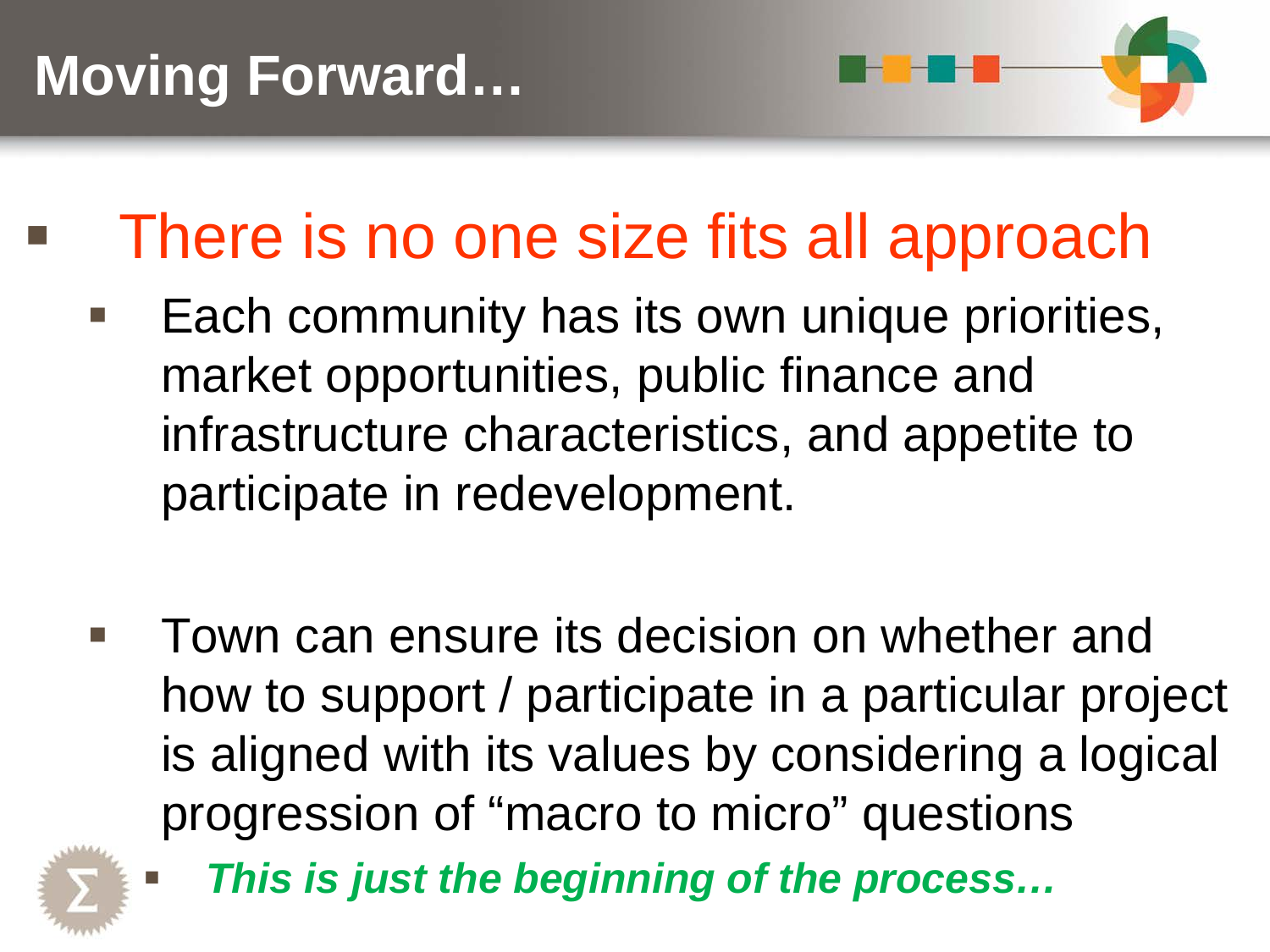# Moving Forward…

- There is no one size fits all approach
  - Each community has its own unique priorities, market opportunities, public finance and infrastructure characteristics, and appetite to participate in redevelopment.
  - Town can ensure its decision on whether and how to support / participate in a particular project is aligned with its values by considering a logical progression of "macro to micro" questions
    - ***This is just the beginning of the process…***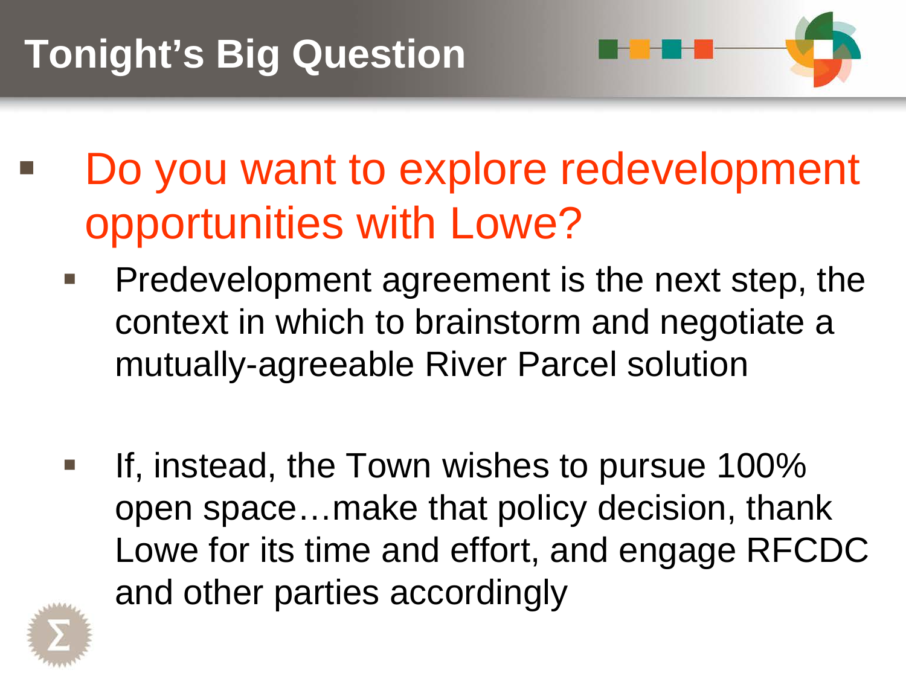# Tonight's Big Question

- Do you want to explore redevelopment opportunities with Lowe?
  - Predevelopment agreement is the next step, the context in which to brainstorm and negotiate a mutually-agreeable River Parcel solution
  - If, instead, the Town wishes to pursue 100% open space…make that policy decision, thank Lowe for its time and effort, and engage RFCDC and other parties accordingly